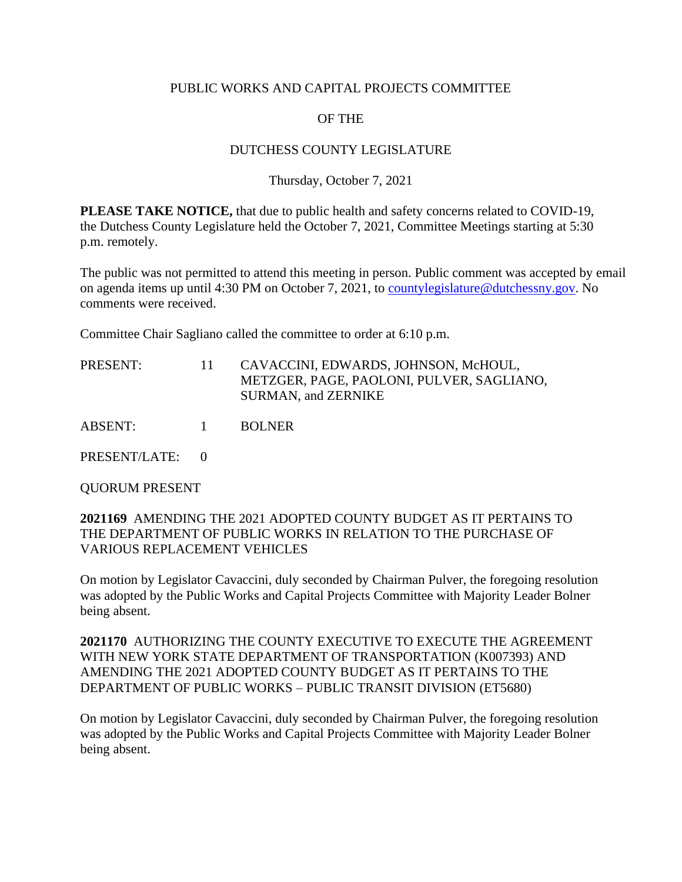PUBLIC WORKS AND CAPITAL PROJECTS COMMITTEE

OF THE

DUTCHESS COUNTY LEGISLATURE

Thursday, October 7, 2021

**PLEASE TAKE NOTICE,** that due to public health and safety concerns related to COVID-19, the Dutchess County Legislature held the October 7, 2021, Committee Meetings starting at 5:30 p.m. remotely.

The public was not permitted to attend this meeting in person. Public comment was accepted by email on agenda items up until 4:30 PM on October 7, 2021, to countylegislature@dutchessny.gov. No comments were received.

Committee Chair Sagliano called the committee to order at 6:10 p.m.

| | | |
|---|---|---|
| PRESENT: | 11 | CAVACCINI, EDWARDS, JOHNSON, McHOUL, METZGER, PAGE, PAOLONI, PULVER, SAGLIANO, SURMAN, and ZERNIKE |
| ABSENT: | 1 | BOLNER |
| PRESENT/LATE: | 0 | |

QUORUM PRESENT

**2021169** AMENDING THE 2021 ADOPTED COUNTY BUDGET AS IT PERTAINS TO THE DEPARTMENT OF PUBLIC WORKS IN RELATION TO THE PURCHASE OF VARIOUS REPLACEMENT VEHICLES

On motion by Legislator Cavaccini, duly seconded by Chairman Pulver, the foregoing resolution was adopted by the Public Works and Capital Projects Committee with Majority Leader Bolner being absent.

**2021170** AUTHORIZING THE COUNTY EXECUTIVE TO EXECUTE THE AGREEMENT WITH NEW YORK STATE DEPARTMENT OF TRANSPORTATION (K007393) AND AMENDING THE 2021 ADOPTED COUNTY BUDGET AS IT PERTAINS TO THE DEPARTMENT OF PUBLIC WORKS – PUBLIC TRANSIT DIVISION (ET5680)

On motion by Legislator Cavaccini, duly seconded by Chairman Pulver, the foregoing resolution was adopted by the Public Works and Capital Projects Committee with Majority Leader Bolner being absent.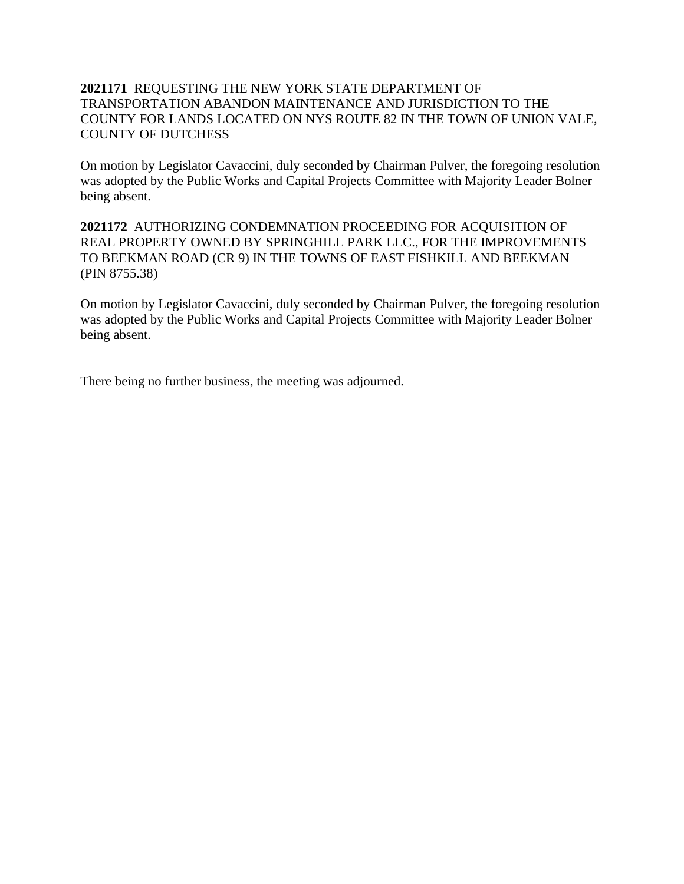**2021171** REQUESTING THE NEW YORK STATE DEPARTMENT OF TRANSPORTATION ABANDON MAINTENANCE AND JURISDICTION TO THE COUNTY FOR LANDS LOCATED ON NYS ROUTE 82 IN THE TOWN OF UNION VALE, COUNTY OF DUTCHESS

On motion by Legislator Cavaccini, duly seconded by Chairman Pulver, the foregoing resolution was adopted by the Public Works and Capital Projects Committee with Majority Leader Bolner being absent.

**2021172** AUTHORIZING CONDEMNATION PROCEEDING FOR ACQUISITION OF REAL PROPERTY OWNED BY SPRINGHILL PARK LLC., FOR THE IMPROVEMENTS TO BEEKMAN ROAD (CR 9) IN THE TOWNS OF EAST FISHKILL AND BEEKMAN (PIN 8755.38)

On motion by Legislator Cavaccini, duly seconded by Chairman Pulver, the foregoing resolution was adopted by the Public Works and Capital Projects Committee with Majority Leader Bolner being absent.

There being no further business, the meeting was adjourned.